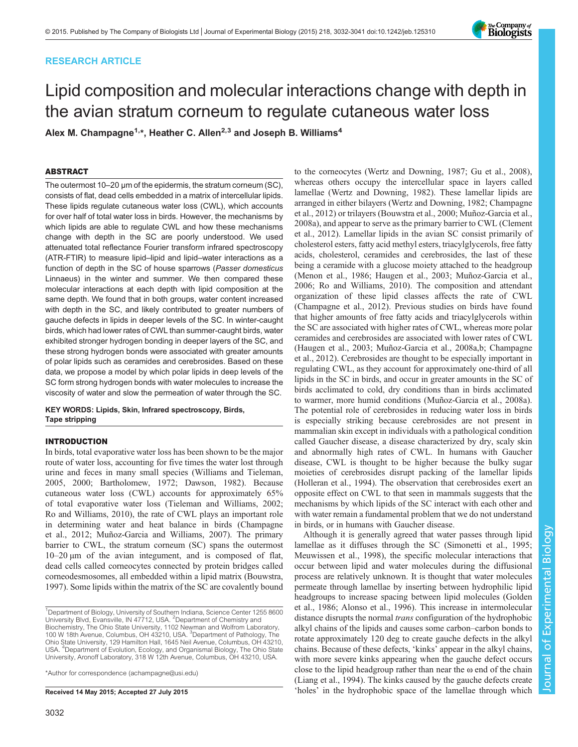RESEARCH ARTICLE

# Lipid composition and molecular interactions change with depth in the avian stratum corneum to regulate cutaneous water loss

Alex M. Champagne[1,*], Heather C. Allen[2,3] and Joseph B. Williams[4]

## ABSTRACT

The outermost 10–20 µm of the epidermis, the stratum corneum (SC), consists of flat, dead cells embedded in a matrix of intercellular lipids. These lipids regulate cutaneous water loss (CWL), which accounts for over half of total water loss in birds. However, the mechanisms by which lipids are able to regulate CWL and how these mechanisms change with depth in the SC are poorly understood. We used attenuated total reflectance Fourier transform infrared spectroscopy (ATR-FTIR) to measure lipid–lipid and lipid–water interactions as a function of depth in the SC of house sparrows (*Passer domesticus* Linnaeus) in the winter and summer. We then compared these molecular interactions at each depth with lipid composition at the same depth. We found that in both groups, water content increased with depth in the SC, and likely contributed to greater numbers of gauche defects in lipids in deeper levels of the SC. In winter-caught birds, which had lower rates of CWL than summer-caught birds, water exhibited stronger hydrogen bonding in deeper layers of the SC, and these strong hydrogen bonds were associated with greater amounts of polar lipids such as ceramides and cerebrosides. Based on these data, we propose a model by which polar lipids in deep levels of the SC form strong hydrogen bonds with water molecules to increase the viscosity of water and slow the permeation of water through the SC.

**KEY WORDS: Lipids, Skin, Infrared spectroscopy, Birds, Tape stripping**

## INTRODUCTION

In birds, total evaporative water loss has been shown to be the major route of water loss, accounting for five times the water lost through urine and feces in many small species (Williams and Tieleman, 2005, 2000; Bartholomew, 1972; Dawson, 1982). Because cutaneous water loss (CWL) accounts for approximately 65% of total evaporative water loss (Tieleman and Williams, 2002; Ro and Williams, 2010), the rate of CWL plays an important role in determining water and heat balance in birds (Champagne et al., 2012; Muñoz-Garcia and Williams, 2007). The primary barrier to CWL, the stratum corneum (SC), spans the outermost 10–20 µm of the avian integument, and is composed of flat, dead cells called corneocytes connected by protein bridges called corneodesmosomes, all embedded within a lipid matrix (Bouwstra, 1997). Some lipids within the matrix of the SC are covalently bound to the corneocytes (Wertz and Downing, 1987; Gu et al., 2008), whereas others occupy the intercellular space in layers called lamellae (Wertz and Downing, 1982). These lamellar lipids are arranged in either bilayers (Wertz and Downing, 1982; Champagne et al., 2012) or trilayers (Bouwstra et al., 2000; Muñoz-Garcia et al., 2008a), and appear to serve as the primary barrier to CWL (Clement et al., 2012). Lamellar lipids in the avian SC consist primarily of cholesterol esters, fatty acid methyl esters, triacylglycerols, free fatty acids, cholesterol, ceramides and cerebrosides, the last of these being a ceramide with a glucose moiety attached to the headgroup (Menon et al., 1986; Haugen et al., 2003; Muñoz-Garcia et al., 2006; Ro and Williams, 2010). The composition and attendant organization of these lipid classes affects the rate of CWL (Champagne et al., 2012). Previous studies on birds have found that higher amounts of free fatty acids and triacylglycerols within the SC are associated with higher rates of CWL, whereas more polar ceramides and cerebrosides are associated with lower rates of CWL (Haugen et al., 2003; Muñoz-Garcia et al., 2008a,b; Champagne et al., 2012). Cerebrosides are thought to be especially important in regulating CWL, as they account for approximately one-third of all lipids in the SC in birds, and occur in greater amounts in the SC of birds acclimated to cold, dry conditions than in birds acclimated to warmer, more humid conditions (Muñoz-Garcia et al., 2008a). The potential role of cerebrosides in reducing water loss in birds is especially striking because cerebrosides are not present in mammalian skin except in individuals with a pathological condition called Gaucher disease, a disease characterized by dry, scaly skin and abnormally high rates of CWL. In humans with Gaucher disease, CWL is thought to be higher because the bulky sugar moieties of cerebrosides disrupt packing of the lamellar lipids (Holleran et al., 1994). The observation that cerebrosides exert an opposite effect on CWL to that seen in mammals suggests that the mechanisms by which lipids of the SC interact with each other and with water remain a fundamental problem that we do not understand in birds, or in humans with Gaucher disease.

Although it is generally agreed that water passes through lipid lamellae as it diffuses through the SC (Simonetti et al., 1995; Meuwissen et al., 1998), the specific molecular interactions that occur between lipid and water molecules during the diffusional process are relatively unknown. It is thought that water molecules permeate through lamellae by inserting between hydrophilic lipid headgroups to increase spacing between lipid molecules (Golden et al., 1986; Alonso et al., 1996). This increase in intermolecular distance disrupts the normal *trans* configuration of the hydrophobic alkyl chains of the lipids and causes some carbon–carbon bonds to rotate approximately 120 deg to create gauche defects in the alkyl chains. Because of these defects, 'kinks' appear in the alkyl chains, with more severe kinks appearing when the gauche defect occurs close to the lipid headgroup rather than near the ω end of the chain (Liang et al., 1994). The kinks caused by the gauche defects create 'holes' in the hydrophobic space of the lamellae through which

[1]Department of Biology, University of Southern Indiana, Science Center 1255 8600 University Blvd, Evansville, IN 47712, USA. [2]Department of Chemistry and Biochemistry, The Ohio State University, 1102 Newman and Wolfrom Laboratory, 100 W 18th Avenue, Columbus, OH 43210, USA. [3]Department of Pathology, The Ohio State University, 129 Hamilton Hall, 1645 Neil Avenue, Columbus, OH 43210, USA. [4]Department of Evolution, Ecology, and Organismal Biology, The Ohio State University, Aronoff Laboratory, 318 W 12th Avenue, Columbus, OH 43210, USA.

*Author for correspondence (achampagne@usi.edu)

Received 14 May 2015; Accepted 27 July 2015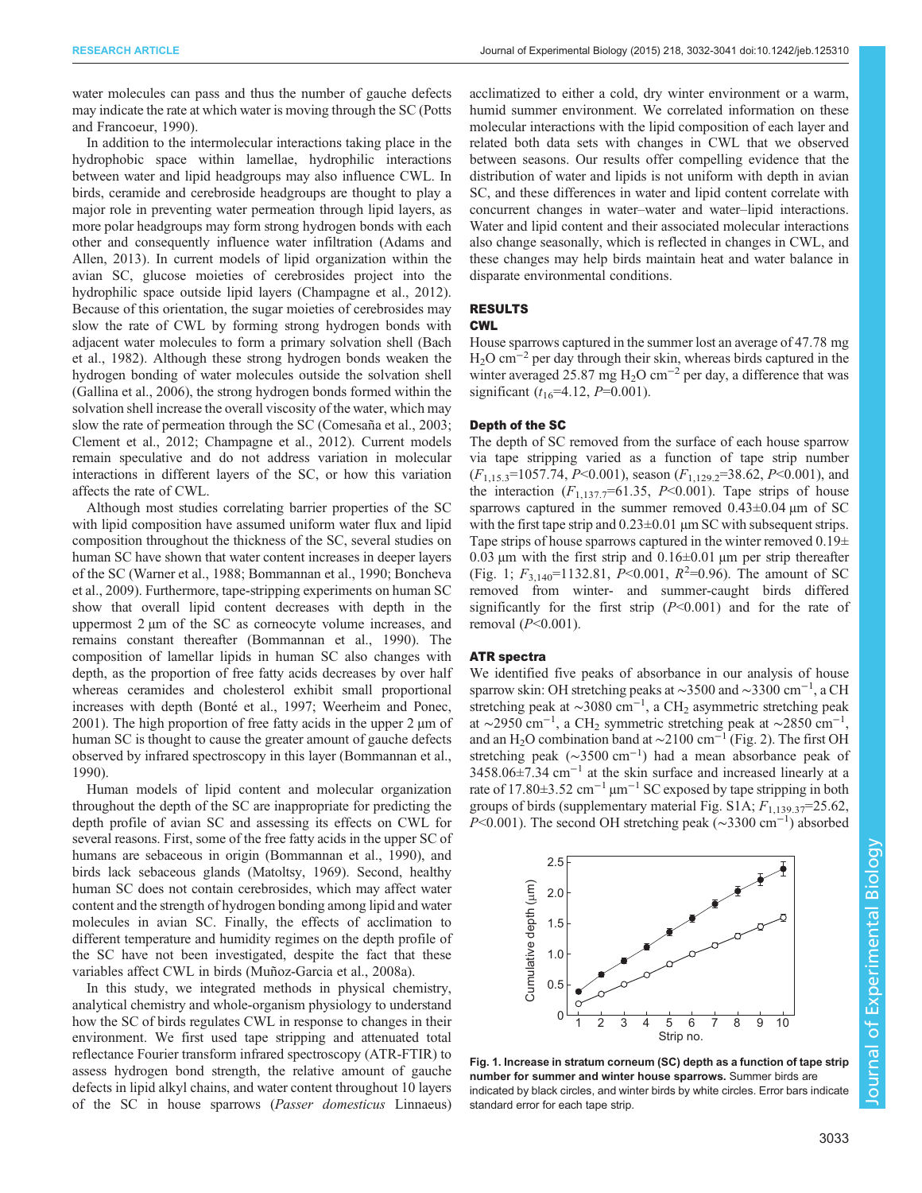water molecules can pass and thus the number of gauche defects may indicate the rate at which water is moving through the SC (Potts and Francoeur, 1990).

In addition to the intermolecular interactions taking place in the hydrophobic space within lamellae, hydrophilic interactions between water and lipid headgroups may also influence CWL. In birds, ceramide and cerebroside headgroups are thought to play a major role in preventing water permeation through lipid layers, as more polar headgroups may form strong hydrogen bonds with each other and consequently influence water infiltration (Adams and Allen, 2013). In current models of lipid organization within the avian SC, glucose moieties of cerebrosides project into the hydrophilic space outside lipid layers (Champagne et al., 2012). Because of this orientation, the sugar moieties of cerebrosides may slow the rate of CWL by forming strong hydrogen bonds with adjacent water molecules to form a primary solvation shell (Bach et al., 1982). Although these strong hydrogen bonds weaken the hydrogen bonding of water molecules outside the solvation shell (Gallina et al., 2006), the strong hydrogen bonds formed within the solvation shell increase the overall viscosity of the water, which may slow the rate of permeation through the SC (Comesaña et al., 2003; Clement et al., 2012; Champagne et al., 2012). Current models remain speculative and do not address variation in molecular interactions in different layers of the SC, or how this variation affects the rate of CWL.

Although most studies correlating barrier properties of the SC with lipid composition have assumed uniform water flux and lipid composition throughout the thickness of the SC, several studies on human SC have shown that water content increases in deeper layers of the SC (Warner et al., 1988; Bommannan et al., 1990; Boncheva et al., 2009). Furthermore, tape-stripping experiments on human SC show that overall lipid content decreases with depth in the uppermost 2 µm of the SC as corneocyte volume increases, and remains constant thereafter (Bommannan et al., 1990). The composition of lamellar lipids in human SC also changes with depth, as the proportion of free fatty acids decreases by over half whereas ceramides and cholesterol exhibit small proportional increases with depth (Bonté et al., 1997; Weerheim and Ponec, 2001). The high proportion of free fatty acids in the upper 2 µm of human SC is thought to cause the greater amount of gauche defects observed by infrared spectroscopy in this layer (Bommannan et al., 1990).

Human models of lipid content and molecular organization throughout the depth of the SC are inappropriate for predicting the depth profile of avian SC and assessing its effects on CWL for several reasons. First, some of the free fatty acids in the upper SC of humans are sebaceous in origin (Bommannan et al., 1990), and birds lack sebaceous glands (Matoltsy, 1969). Second, healthy human SC does not contain cerebrosides, which may affect water content and the strength of hydrogen bonding among lipid and water molecules in avian SC. Finally, the effects of acclimation to different temperature and humidity regimes on the depth profile of the SC have not been investigated, despite the fact that these variables affect CWL in birds (Muñoz-Garcia et al., 2008a).

In this study, we integrated methods in physical chemistry, analytical chemistry and whole-organism physiology to understand how the SC of birds regulates CWL in response to changes in their environment. We first used tape stripping and attenuated total reflectance Fourier transform infrared spectroscopy (ATR-FTIR) to assess hydrogen bond strength, the relative amount of gauche defects in lipid alkyl chains, and water content throughout 10 layers of the SC in house sparrows (*Passer domesticus* Linnaeus) acclimatized to either a cold, dry winter environment or a warm, humid summer environment. We correlated information on these molecular interactions with the lipid composition of each layer and related both data sets with changes in CWL that we observed between seasons. Our results offer compelling evidence that the distribution of water and lipids is not uniform with depth in avian SC, and these differences in water and lipid content correlate with concurrent changes in water–water and water–lipid interactions. Water and lipid content and their associated molecular interactions also change seasonally, which is reflected in changes in CWL, and these changes may help birds maintain heat and water balance in disparate environmental conditions.

## RESULTS

### CWL

House sparrows captured in the summer lost an average of 47.78 mg $H_2O$ cm$^{-2}$ per day through their skin, whereas birds captured in the winter averaged 25.87 mg $H_2O$ cm$^{-2}$ per day, a difference that was significant ($t_{16}$=4.12, $P$=0.001).

### Depth of the SC

The depth of SC removed from the surface of each house sparrow via tape stripping varied as a function of tape strip number ($F_{1,15.3}$=1057.74, $P$<0.001), season ($F_{1,129.2}$=38.62, $P$<0.001), and the interaction ($F_{1,137.7}$=61.35, $P$<0.001). Tape strips of house sparrows captured in the summer removed 0.43±0.04 µm of SC with the first tape strip and 0.23±0.01 µm SC with subsequent strips. Tape strips of house sparrows captured in the winter removed 0.19±0.03 µm with the first strip and 0.16±0.01 µm per strip thereafter (Fig. 1; $F_{3,140}$=1132.81, $P$<0.001, $R^2$=0.96). The amount of SC removed from winter- and summer-caught birds differed significantly for the first strip ($P$<0.001) and for the rate of removal ($P$<0.001).

### ATR spectra

We identified five peaks of absorbance in our analysis of house sparrow skin: OH stretching peaks at ~3500 and ~3300 cm$^{-1}$, a CH stretching peak at ~3080 cm$^{-1}$, a $CH_2$ asymmetric stretching peak at ~2950 cm$^{-1}$, a $CH_2$ symmetric stretching peak at ~2850 cm$^{-1}$, and an $H_2O$ combination band at ~2100 cm$^{-1}$ (Fig. 2). The first OH stretching peak (~3500 cm$^{-1}$) had a mean absorbance peak of 3458.06±7.34 cm$^{-1}$ at the skin surface and increased linearly at a rate of 17.80±3.52 cm$^{-1}$ µm$^{-1}$ SC exposed by tape stripping in both groups of birds (supplementary material Fig. S1A; $F_{1,139.37}$=25.62, $P$<0.001). The second OH stretching peak (~3300 cm$^{-1}$) absorbed

**Fig. 1. Increase in stratum corneum (SC) depth as a function of tape strip number for summer and winter house sparrows.** Summer birds are indicated by black circles, and winter birds by white circles. Error bars indicate standard error for each tape strip.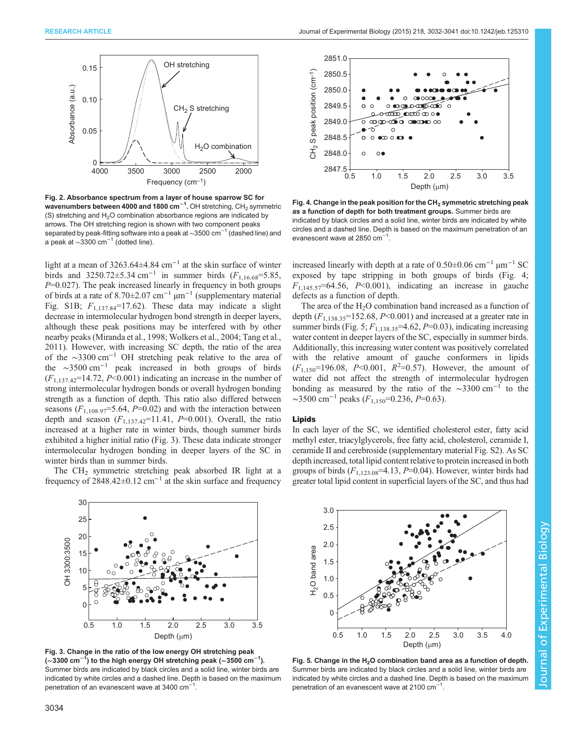Fig. 2. Absorbance spectrum from a layer of house sparrow SC for wavenumbers between 4000 and 1800 cm$^{-1}$. OH stretching, $CH_2$ symmetric (S) stretching and $H_2O$ combination absorbance regions are indicated by arrows. The OH stretching region is shown with two component peaks separated by peak-fitting software into a peak at ∼3500 cm$^{-1}$ (dashed line) and a peak at ∼3300 cm$^{-1}$ (dotted line).

Fig. 4. Change in the peak position for the $CH_2$ symmetric stretching peak as a function of depth for both treatment groups. Summer birds are indicated by black circles and a solid line, winter birds are indicated by white circles and a dashed line. Depth is based on the maximum penetration of an evanescent wave at 2850 cm$^{-1}$.

light at a mean of 3263.64±4.84 cm$^{-1}$ at the skin surface of winter birds and 3250.72±5.34 cm$^{-1}$ in summer birds ($F_{1,16.68}$=5.85, $P$=0.027). The peak increased linearly in frequency in both groups of birds at a rate of 8.70±2.07 cm$^{-1}$ µm$^{-1}$ (supplementary material Fig. S1B; $F_{1,137.84}$=17.62). These data may indicate a slight decrease in intermolecular hydrogen bond strength in deeper layers, although these peak positions may be interfered with by other nearby peaks (Miranda et al., 1998; Wolkers et al., 2004; Tang et al., 2011). However, with increasing SC depth, the ratio of the area of the ∼3300 cm$^{-1}$ OH stretching peak relative to the area of the ∼3500 cm$^{-1}$ peak increased in both groups of birds ($F_{1,137.42}$=14.72, $P$<0.001) indicating an increase in the number of strong intermolecular hydrogen bonds or overall hydrogen bonding strength as a function of depth. This ratio also differed between seasons ($F_{1,108.97}$=5.64, $P$=0.02) and with the interaction between depth and season ($F_{1,137.42}$=11.41, $P$=0.001). Overall, the ratio increased at a higher rate in winter birds, though summer birds exhibited a higher initial ratio (Fig. 3). These data indicate stronger intermolecular hydrogen bonding in deeper layers of the SC in winter birds than in summer birds.

The $CH_2$ symmetric stretching peak absorbed IR light at a frequency of 2848.42±0.12 cm$^{-1}$ at the skin surface and frequency increased linearly with depth at a rate of 0.50±0.06 cm$^{-1}$ µm$^{-1}$ SC exposed by tape stripping in both groups of birds (Fig. 4; $F_{1,145.57}$=64.56, $P$<0.001), indicating an increase in gauche defects as a function of depth.

The area of the $H_2O$ combination band increased as a function of depth ($F_{1,138.35}$=152.68, $P$<0.001) and increased at a greater rate in summer birds (Fig. 5; $F_{1,138.35}$=4.62, $P$=0.03), indicating increasing water content in deeper layers of the SC, especially in summer birds. Additionally, this increasing water content was positively correlated with the relative amount of gauche conformers in lipids ($F_{1,150}$=196.08, $P$<0.001, $R^2$=0.57). However, the amount of water did not affect the strength of intermolecular hydrogen bonding as measured by the ratio of the ∼3300 cm$^{-1}$ to the ∼3500 cm$^{-1}$ peaks ($F_{1,150}$=0.236, $P$=0.63).

### Lipids

In each layer of the SC, we identified cholesterol ester, fatty acid methyl ester, triacylglycerols, free fatty acid, cholesterol, ceramide I, ceramide II and cerebroside (supplementary material Fig. S2). As SC depth increased, total lipid content relative to protein increased in both groups of birds ($F_{1,123.08}$=4.13, $P$=0.04). However, winter birds had greater total lipid content in superficial layers of the SC, and thus had

Fig. 3. Change in the ratio of the low energy OH stretching peak (∼3300 cm$^{-1}$) to the high energy OH stretching peak (∼3500 cm$^{-1}$). Summer birds are indicated by black circles and a solid line, winter birds are indicated by white circles and a dashed line. Depth is based on the maximum penetration of an evanescent wave at 3400 cm$^{-1}$.

Fig. 5. Change in the $H_2O$ combination band area as a function of depth. Summer birds are indicated by black circles and a solid line, winter birds are indicated by white circles and a dashed line. Depth is based on the maximum penetration of an evanescent wave at 2100 cm$^{-1}$.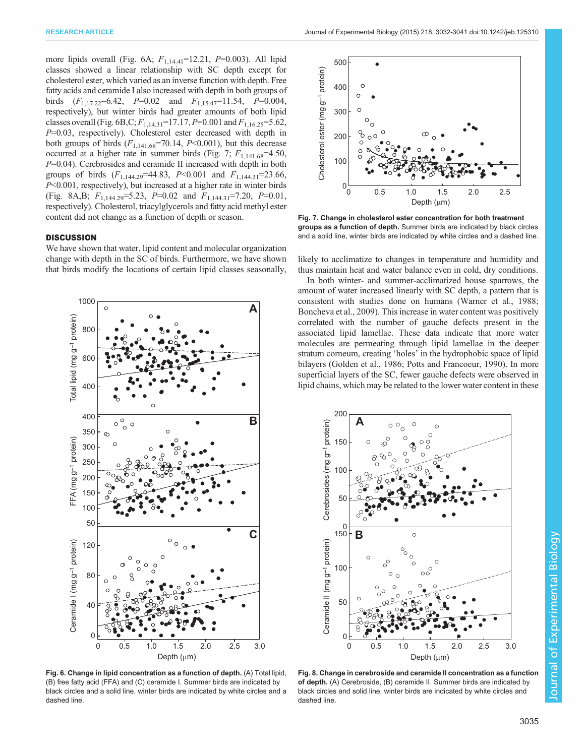more lipids overall (Fig. 6A; $F_{1,14.41}$=12.21, $P$=0.003). All lipid classes showed a linear relationship with SC depth except for cholesterol ester, which varied as an inverse function with depth. Free fatty acids and ceramide I also increased with depth in both groups of birds ($F_{1,17.22}$=6.42, $P$=0.02 and $F_{1,15.47}$=11.54, $P$=0.004, respectively), but winter birds had greater amounts of both lipid classes overall (Fig. 6B,C; $F_{1,14.31}$=17.17, $P$=0.001 and $F_{1,16.25}$=5.62, $P$=0.03, respectively). Cholesterol ester decreased with depth in both groups of birds ($F_{1,141.68}$=70.14, $P$<0.001), but this decrease occurred at a higher rate in summer birds (Fig. 7; $F_{1,141.68}$=4.50, $P$=0.04). Cerebrosides and ceramide II increased with depth in both groups of birds ($F_{1,144.29}$=44.83, $P$<0.001 and $F_{1,144.31}$=23.66, $P$<0.001, respectively), but increased at a higher rate in winter birds (Fig. 8A,B; $F_{1,144.29}$=5.23, $P$=0.02 and $F_{1,144.31}$=7.20, $P$=0.01, respectively). Cholesterol, triacylglycerols and fatty acid methyl ester content did not change as a function of depth or season.

## DISCUSSION

We have shown that water, lipid content and molecular organization change with depth in the SC of birds. Furthermore, we have shown that birds modify the locations of certain lipid classes seasonally, likely to acclimatize to changes in temperature and humidity and thus maintain heat and water balance even in cold, dry conditions.

In both winter- and summer-acclimatized house sparrows, the amount of water increased linearly with SC depth, a pattern that is consistent with studies done on humans (Warner et al., 1988; Boncheva et al., 2009). This increase in water content was positively correlated with the number of gauche defects present in the associated lipid lamellae. These data indicate that more water molecules are permeating through lipid lamellae in the deeper stratum corneum, creating 'holes' in the hydrophobic space of lipid bilayers (Golden et al., 1986; Potts and Francoeur, 1990). In more superficial layers of the SC, fewer gauche defects were observed in lipid chains, which may be related to the lower water content in these

**Fig. 6. Change in lipid concentration as a function of depth.** (A) Total lipid, (B) free fatty acid (FFA) and (C) ceramide I. Summer birds are indicated by black circles and a solid line, winter birds are indicated by white circles and a dashed line.

**Fig. 7. Change in cholesterol ester concentration for both treatment groups as a function of depth.** Summer birds are indicated by black circles and a solid line, winter birds are indicated by white circles and a dashed line.

**Fig. 8. Change in cerebroside and ceramide II concentration as a function of depth.** (A) Cerebroside, (B) ceramide II. Summer birds are indicated by black circles and solid line, winter birds are indicated by white circles and dashed line.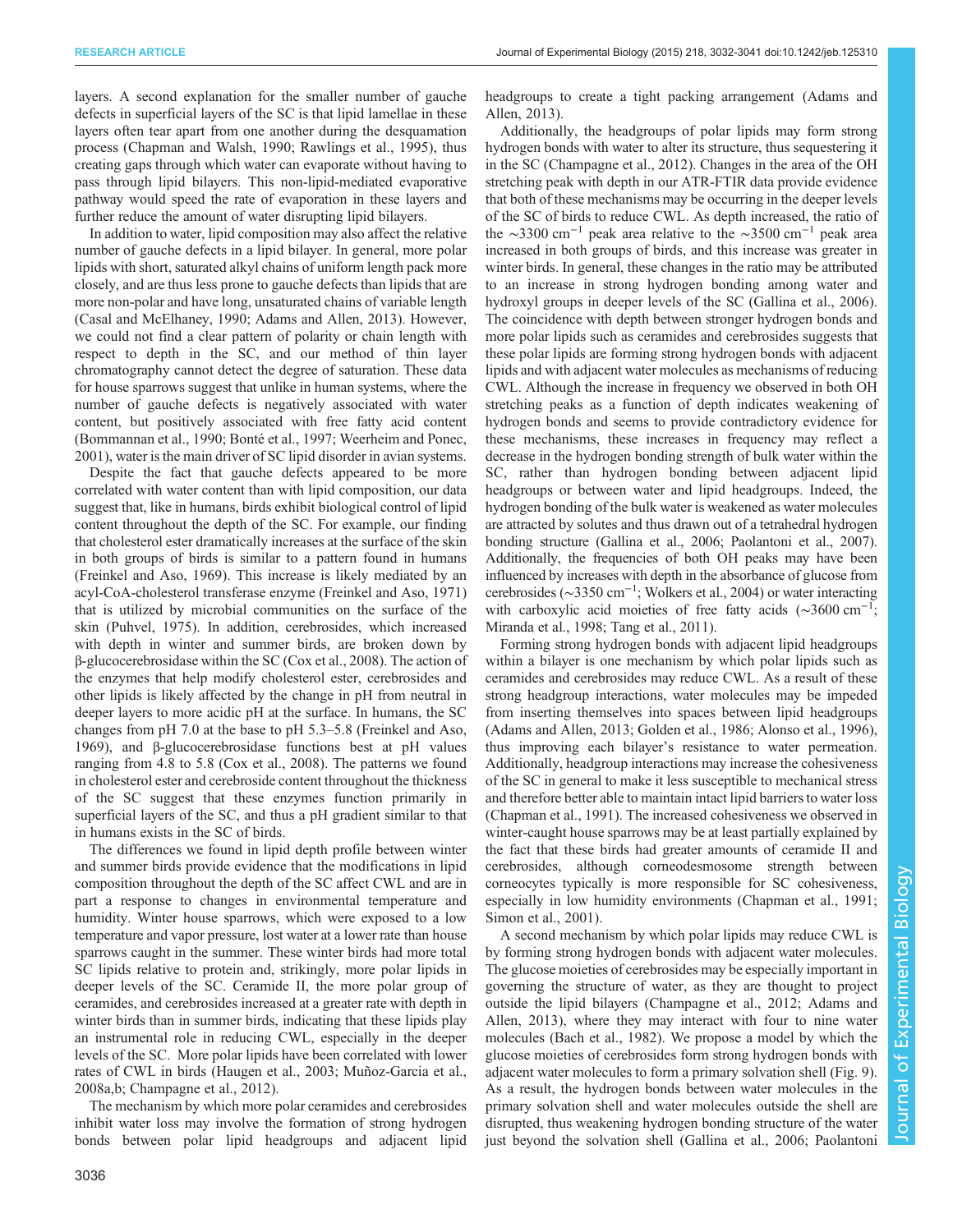layers. A second explanation for the smaller number of gauche defects in superficial layers of the SC is that lipid lamellae in these layers often tear apart from one another during the desquamation process (Chapman and Walsh, 1990; Rawlings et al., 1995), thus creating gaps through which water can evaporate without having to pass through lipid bilayers. This non-lipid-mediated evaporative pathway would speed the rate of evaporation in these layers and further reduce the amount of water disrupting lipid bilayers.

In addition to water, lipid composition may also affect the relative number of gauche defects in a lipid bilayer. In general, more polar lipids with short, saturated alkyl chains of uniform length pack more closely, and are thus less prone to gauche defects than lipids that are more non-polar and have long, unsaturated chains of variable length (Casal and McElhaney, 1990; Adams and Allen, 2013). However, we could not find a clear pattern of polarity or chain length with respect to depth in the SC, and our method of thin layer chromatography cannot detect the degree of saturation. These data for house sparrows suggest that unlike in human systems, where the number of gauche defects is negatively associated with water content, but positively associated with free fatty acid content (Bommannan et al., 1990; Bonté et al., 1997; Weerheim and Ponec, 2001), water is the main driver of SC lipid disorder in avian systems.

Despite the fact that gauche defects appeared to be more correlated with water content than with lipid composition, our data suggest that, like in humans, birds exhibit biological control of lipid content throughout the depth of the SC. For example, our finding that cholesterol ester dramatically increases at the surface of the skin in both groups of birds is similar to a pattern found in humans (Freinkel and Aso, 1969). This increase is likely mediated by an acyl-CoA-cholesterol transferase enzyme (Freinkel and Aso, 1971) that is utilized by microbial communities on the surface of the skin (Puhvel, 1975). In addition, cerebrosides, which increased with depth in winter and summer birds, are broken down by β-glucocerebrosidase within the SC (Cox et al., 2008). The action of the enzymes that help modify cholesterol ester, cerebrosides and other lipids is likely affected by the change in pH from neutral in deeper layers to more acidic pH at the surface. In humans, the SC changes from pH 7.0 at the base to pH 5.3–5.8 (Freinkel and Aso, 1969), and β-glucocerebrosidase functions best at pH values ranging from 4.8 to 5.8 (Cox et al., 2008). The patterns we found in cholesterol ester and cerebroside content throughout the thickness of the SC suggest that these enzymes function primarily in superficial layers of the SC, and thus a pH gradient similar to that in humans exists in the SC of birds.

The differences we found in lipid depth profile between winter and summer birds provide evidence that the modifications in lipid composition throughout the depth of the SC affect CWL and are in part a response to changes in environmental temperature and humidity. Winter house sparrows, which were exposed to a low temperature and vapor pressure, lost water at a lower rate than house sparrows caught in the summer. These winter birds had more total SC lipids relative to protein and, strikingly, more polar lipids in deeper levels of the SC. Ceramide II, the more polar group of ceramides, and cerebrosides increased at a greater rate with depth in winter birds than in summer birds, indicating that these lipids play an instrumental role in reducing CWL, especially in the deeper levels of the SC. More polar lipids have been correlated with lower rates of CWL in birds (Haugen et al., 2003; Muñoz-Garcia et al., 2008a,b; Champagne et al., 2012).

The mechanism by which more polar ceramides and cerebrosides inhibit water loss may involve the formation of strong hydrogen bonds between polar lipid headgroups and adjacent lipid headgroups to create a tight packing arrangement (Adams and Allen, 2013).

Additionally, the headgroups of polar lipids may form strong hydrogen bonds with water to alter its structure, thus sequestering it in the SC (Champagne et al., 2012). Changes in the area of the OH stretching peak with depth in our ATR-FTIR data provide evidence that both of these mechanisms may be occurring in the deeper levels of the SC of birds to reduce CWL. As depth increased, the ratio of the ~3300 $\text{cm}^{-1}$ peak area relative to the ~3500 $\text{cm}^{-1}$ peak area increased in both groups of birds, and this increase was greater in winter birds. In general, these changes in the ratio may be attributed to an increase in strong hydrogen bonding among water and hydroxyl groups in deeper levels of the SC (Gallina et al., 2006). The coincidence with depth between stronger hydrogen bonds and more polar lipids such as ceramides and cerebrosides suggests that these polar lipids are forming strong hydrogen bonds with adjacent lipids and with adjacent water molecules as mechanisms of reducing CWL. Although the increase in frequency we observed in both OH stretching peaks as a function of depth indicates weakening of hydrogen bonds and seems to provide contradictory evidence for these mechanisms, these increases in frequency may reflect a decrease in the hydrogen bonding strength of bulk water within the SC, rather than hydrogen bonding between adjacent lipid headgroups or between water and lipid headgroups. Indeed, the hydrogen bonding of the bulk water is weakened as water molecules are attracted by solutes and thus drawn out of a tetrahedral hydrogen bonding structure (Gallina et al., 2006; Paolantoni et al., 2007). Additionally, the frequencies of both OH peaks may have been influenced by increases with depth in the absorbance of glucose from cerebrosides (~3350 $\text{cm}^{-1}$; Wolkers et al., 2004) or water interacting with carboxylic acid moieties of free fatty acids (~3600 $\text{cm}^{-1}$; Miranda et al., 1998; Tang et al., 2011).

Forming strong hydrogen bonds with adjacent lipid headgroups within a bilayer is one mechanism by which polar lipids such as ceramides and cerebrosides may reduce CWL. As a result of these strong headgroup interactions, water molecules may be impeded from inserting themselves into spaces between lipid headgroups (Adams and Allen, 2013; Golden et al., 1986; Alonso et al., 1996), thus improving each bilayer's resistance to water permeation. Additionally, headgroup interactions may increase the cohesiveness of the SC in general to make it less susceptible to mechanical stress and therefore better able to maintain intact lipid barriers to water loss (Chapman et al., 1991). The increased cohesiveness we observed in winter-caught house sparrows may be at least partially explained by the fact that these birds had greater amounts of ceramide II and cerebrosides, although corneodesmosome strength between corneocytes typically is more responsible for SC cohesiveness, especially in low humidity environments (Chapman et al., 1991; Simon et al., 2001).

A second mechanism by which polar lipids may reduce CWL is by forming strong hydrogen bonds with adjacent water molecules. The glucose moieties of cerebrosides may be especially important in governing the structure of water, as they are thought to project outside the lipid bilayers (Champagne et al., 2012; Adams and Allen, 2013), where they may interact with four to nine water molecules (Bach et al., 1982). We propose a model by which the glucose moieties of cerebrosides form strong hydrogen bonds with adjacent water molecules to form a primary solvation shell (Fig. 9). As a result, the hydrogen bonds between water molecules in the primary solvation shell and water molecules outside the shell are disrupted, thus weakening hydrogen bonding structure of the water just beyond the solvation shell (Gallina et al., 2006; Paolantoni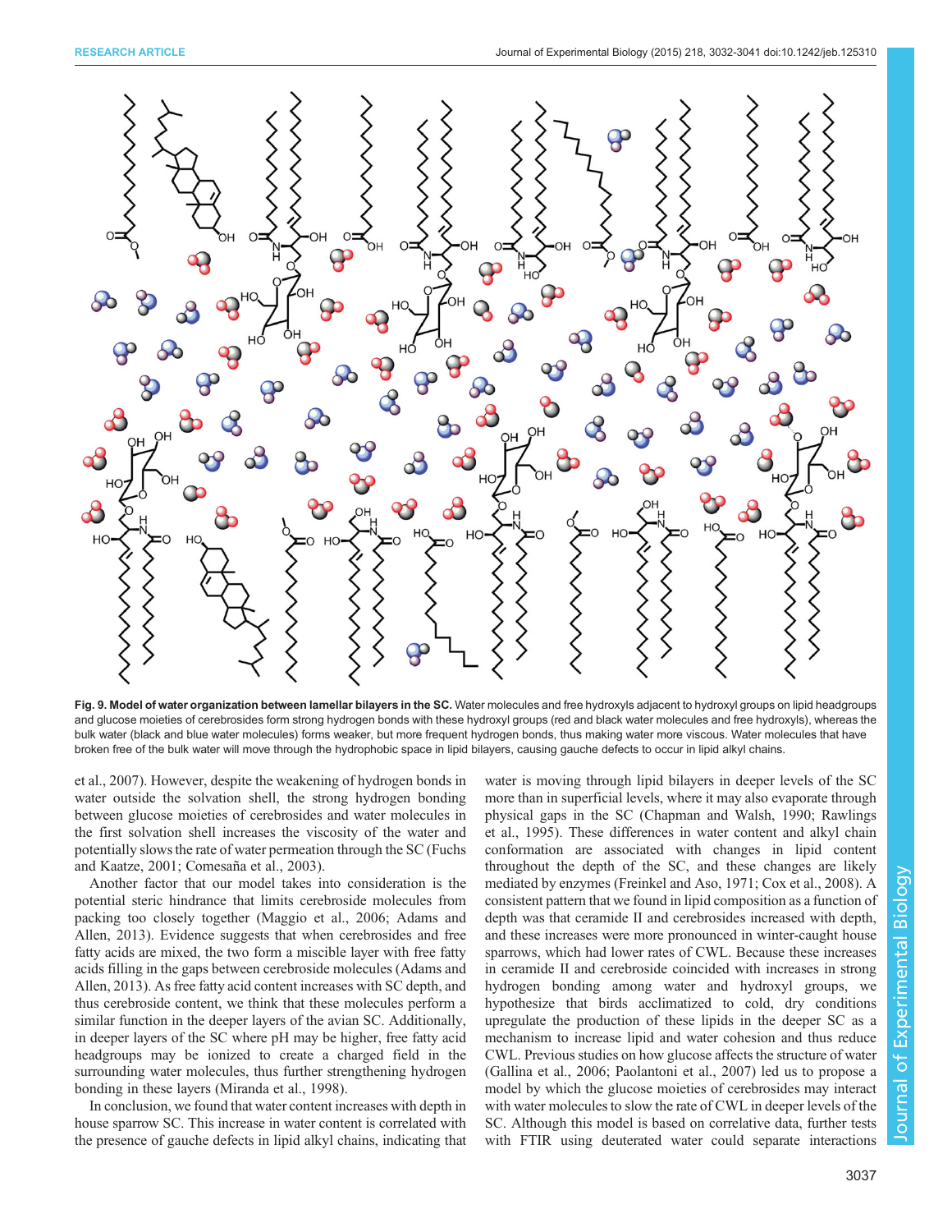**Fig. 9. Model of water organization between lamellar bilayers in the SC.** Water molecules and free hydroxyls adjacent to hydroxyl groups on lipid headgroups and glucose moieties of cerebrosides form strong hydrogen bonds with these hydroxyl groups (red and black water molecules and free hydroxyls), whereas the bulk water (black and blue water molecules) forms weaker, but more frequent hydrogen bonds, thus making water more viscous. Water molecules that have broken free of the bulk water will move through the hydrophobic space in lipid bilayers, causing gauche defects to occur in lipid alkyl chains.

et al., 2007). However, despite the weakening of hydrogen bonds in water outside the solvation shell, the strong hydrogen bonding between glucose moieties of cerebrosides and water molecules in the first solvation shell increases the viscosity of the water and potentially slows the rate of water permeation through the SC (Fuchs and Kaatze, 2001; Comesaña et al., 2003).

Another factor that our model takes into consideration is the potential steric hindrance that limits cerebroside molecules from packing too closely together (Maggio et al., 2006; Adams and Allen, 2013). Evidence suggests that when cerebrosides and free fatty acids are mixed, the two form a miscible layer with free fatty acids filling in the gaps between cerebroside molecules (Adams and Allen, 2013). As free fatty acid content increases with SC depth, and thus cerebroside content, we think that these molecules perform a similar function in the deeper layers of the avian SC. Additionally, in deeper layers of the SC where pH may be higher, free fatty acid headgroups may be ionized to create a charged field in the surrounding water molecules, thus further strengthening hydrogen bonding in these layers (Miranda et al., 1998).

In conclusion, we found that water content increases with depth in house sparrow SC. This increase in water content is correlated with the presence of gauche defects in lipid alkyl chains, indicating that water is moving through lipid bilayers in deeper levels of the SC more than in superficial levels, where it may also evaporate through physical gaps in the SC (Chapman and Walsh, 1990; Rawlings et al., 1995). These differences in water content and alkyl chain conformation are associated with changes in lipid content throughout the depth of the SC, and these changes are likely mediated by enzymes (Freinkel and Aso, 1971; Cox et al., 2008). A consistent pattern that we found in lipid composition as a function of depth was that ceramide II and cerebrosides increased with depth, and these increases were more pronounced in winter-caught house sparrows, which had lower rates of CWL. Because these increases in ceramide II and cerebroside coincided with increases in strong hydrogen bonding among water and hydroxyl groups, we hypothesize that birds acclimatized to cold, dry conditions upregulate the production of these lipids in the deeper SC as a mechanism to increase lipid and water cohesion and thus reduce CWL. Previous studies on how glucose affects the structure of water (Gallina et al., 2006; Paolantoni et al., 2007) led us to propose a model by which the glucose moieties of cerebrosides may interact with water molecules to slow the rate of CWL in deeper levels of the SC. Although this model is based on correlative data, further tests with FTIR using deuterated water could separate interactions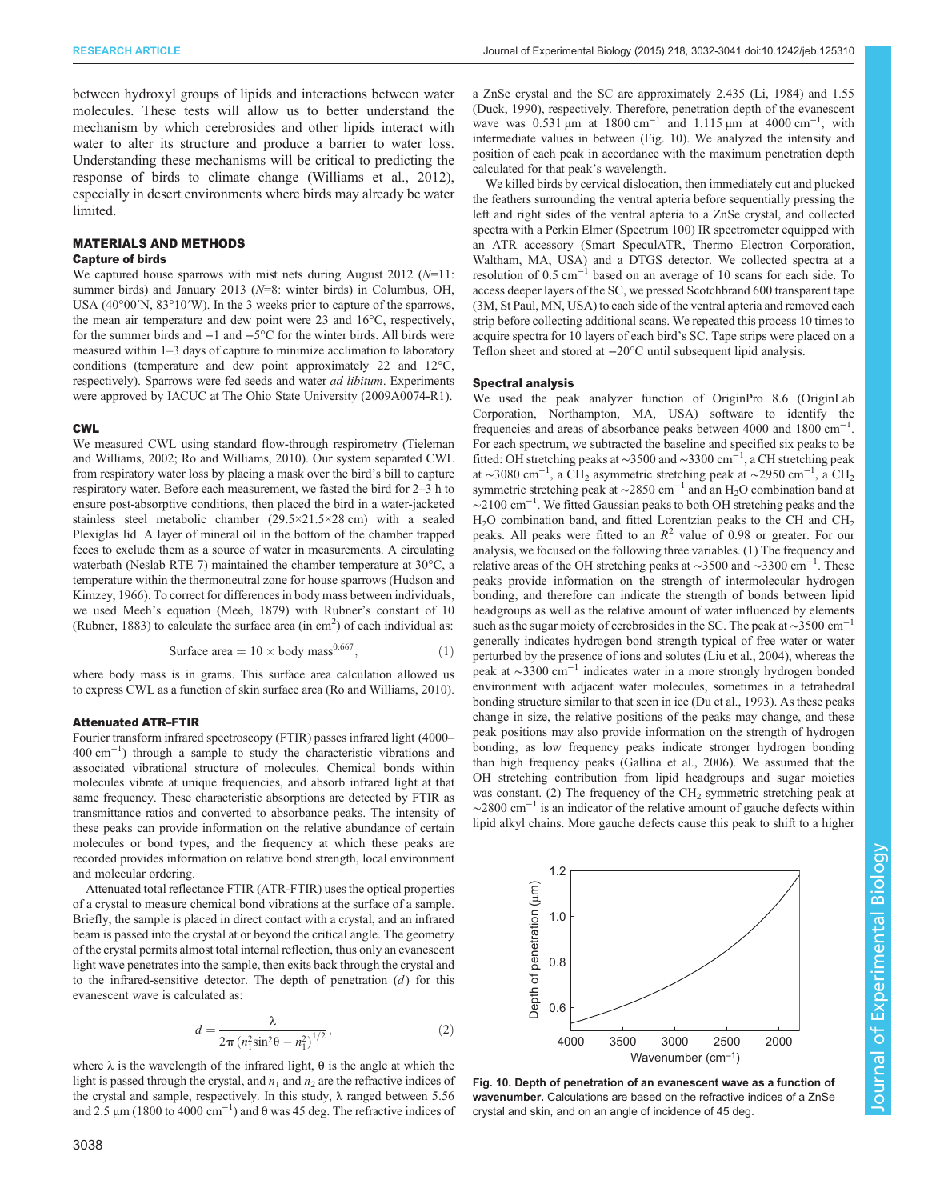between hydroxyl groups of lipids and interactions between water molecules. These tests will allow us to better understand the mechanism by which cerebrosides and other lipids interact with water to alter its structure and produce a barrier to water loss. Understanding these mechanisms will be critical to predicting the response of birds to climate change (Williams et al., 2012), especially in desert environments where birds may already be water limited.

## MATERIALS AND METHODS

### Capture of birds

We captured house sparrows with mist nets during August 2012 ($N$=11: summer birds) and January 2013 ($N$=8: winter birds) in Columbus, OH, USA (40°00′N, 83°10′W). In the 3 weeks prior to capture of the sparrows, the mean air temperature and dew point were 23 and 16°C, respectively, for the summer birds and −1 and −5°C for the winter birds. All birds were measured within 1–3 days of capture to minimize acclimation to laboratory conditions (temperature and dew point approximately 22 and 12°C, respectively). Sparrows were fed seeds and water *ad libitum*. Experiments were approved by IACUC at The Ohio State University (2009A0074-R1).

### CWL

We measured CWL using standard flow-through respirometry (Tieleman and Williams, 2002; Ro and Williams, 2010). Our system separated CWL from respiratory water loss by placing a mask over the bird's bill to capture respiratory water. Before each measurement, we fasted the bird for 2–3 h to ensure post-absorptive conditions, then placed the bird in a water-jacketed stainless steel metabolic chamber (29.5×21.5×28 cm) with a sealed Plexiglas lid. A layer of mineral oil in the bottom of the chamber trapped feces to exclude them as a source of water in measurements. A circulating waterbath (Neslab RTE 7) maintained the chamber temperature at 30°C, a temperature within the thermoneutral zone for house sparrows (Hudson and Kimzey, 1966). To correct for differences in body mass between individuals, we used Meeh's equation (Meeh, 1879) with Rubner's constant of 10 (Rubner, 1883) to calculate the surface area (in cm$^2$) of each individual as:

$$\text{Surface area} = 10 \times \text{body mass}^{0.667}, \tag{1}$$

where body mass is in grams. This surface area calculation allowed us to express CWL as a function of skin surface area (Ro and Williams, 2010).

### Attenuated ATR–FTIR

Fourier transform infrared spectroscopy (FTIR) passes infrared light (4000–400 cm$^{-1}$) through a sample to study the characteristic vibrations and associated vibrational structure of molecules. Chemical bonds within molecules vibrate at unique frequencies, and absorb infrared light at that same frequency. These characteristic absorptions are detected by FTIR as transmittance ratios and converted to absorbance peaks. The intensity of these peaks can provide information on the relative abundance of certain molecules or bond types, and the frequency at which these peaks are recorded provides information on relative bond strength, local environment and molecular ordering.

Attenuated total reflectance FTIR (ATR-FTIR) uses the optical properties of a crystal to measure chemical bond vibrations at the surface of a sample. Briefly, the sample is placed in direct contact with a crystal, and an infrared beam is passed into the crystal at or beyond the critical angle. The geometry of the crystal permits almost total internal reflection, thus only an evanescent light wave penetrates into the sample, then exits back through the crystal and to the infrared-sensitive detector. The depth of penetration ($d$) for this evanescent wave is calculated as:

$$d = \frac{\lambda}{2\pi\,(n_1^2 \sin^2\theta - n_1^2)^{1/2}}, \tag{2}$$

where $\lambda$ is the wavelength of the infrared light, $\theta$ is the angle at which the light is passed through the crystal, and $n_1$ and $n_2$ are the refractive indices of the crystal and sample, respectively. In this study, $\lambda$ ranged between 5.56 and 2.5 µm (1800 to 4000 cm$^{-1}$) and $\theta$ was 45 deg. The refractive indices of a ZnSe crystal and the SC are approximately 2.435 (Li, 1984) and 1.55 (Duck, 1990), respectively. Therefore, penetration depth of the evanescent wave was 0.531 µm at 1800 cm$^{-1}$ and 1.115 µm at 4000 cm$^{-1}$, with intermediate values in between (Fig. 10). We analyzed the intensity and position of each peak in accordance with the maximum penetration depth calculated for that peak's wavelength.

We killed birds by cervical dislocation, then immediately cut and plucked the feathers surrounding the ventral apteria before sequentially pressing the left and right sides of the ventral apteria to a ZnSe crystal, and collected spectra with a Perkin Elmer (Spectrum 100) IR spectrometer equipped with an ATR accessory (Smart SpeculATR, Thermo Electron Corporation, Waltham, MA, USA) and a DTGS detector. We collected spectra at a resolution of 0.5 cm$^{-1}$ based on an average of 10 scans for each side. To access deeper layers of the SC, we pressed Scotchbrand 600 transparent tape (3M, St Paul, MN, USA) to each side of the ventral apteria and removed each strip before collecting additional scans. We repeated this process 10 times to acquire spectra for 10 layers of each bird's SC. Tape strips were placed on a Teflon sheet and stored at −20°C until subsequent lipid analysis.

### Spectral analysis

We used the peak analyzer function of OriginPro 8.6 (OriginLab Corporation, Northampton, MA, USA) software to identify the frequencies and areas of absorbance peaks between 4000 and 1800 cm$^{-1}$. For each spectrum, we subtracted the baseline and specified six peaks to be fitted: OH stretching peaks at ~3500 and ~3300 cm$^{-1}$, a CH stretching peak at ~3080 cm$^{-1}$, a $CH_2$ asymmetric stretching peak at ~2950 cm$^{-1}$, a $CH_2$ symmetric stretching peak at ~2850 cm$^{-1}$ and an $H_2O$ combination band at ~2100 cm$^{-1}$. We fitted Gaussian peaks to both OH stretching peaks and the $H_2O$ combination band, and fitted Lorentzian peaks to the CH and $CH_2$ peaks. All peaks were fitted to an $R^2$ value of 0.98 or greater. For our analysis, we focused on the following three variables. (1) The frequency and relative areas of the OH stretching peaks at ~3500 and ~3300 cm$^{-1}$. These peaks provide information on the strength of intermolecular hydrogen bonding, and therefore can indicate the strength of bonds between lipid headgroups as well as the relative amount of water influenced by elements such as the sugar moiety of cerebrosides in the SC. The peak at ~3500 cm$^{-1}$ generally indicates hydrogen bond strength typical of free water or water perturbed by the presence of ions and solutes (Liu et al., 2004), whereas the peak at ~3300 cm$^{-1}$ indicates water in a more strongly hydrogen bonded environment with adjacent water molecules, sometimes in a tetrahedral bonding structure similar to that seen in ice (Du et al., 1993). As these peaks change in size, the relative positions of the peaks may change, and these peak positions may also provide information on the strength of hydrogen bonding, as low frequency peaks indicate stronger hydrogen bonding than high frequency peaks (Gallina et al., 2006). We assumed that the OH stretching contribution from lipid headgroups and sugar moieties was constant. (2) The frequency of the $CH_2$ symmetric stretching peak at ~2800 cm$^{-1}$ is an indicator of the relative amount of gauche defects within lipid alkyl chains. More gauche defects cause this peak to shift to a higher

**Fig. 10. Depth of penetration of an evanescent wave as a function of wavenumber.** Calculations are based on the refractive indices of a ZnSe crystal and skin, and on an angle of incidence of 45 deg.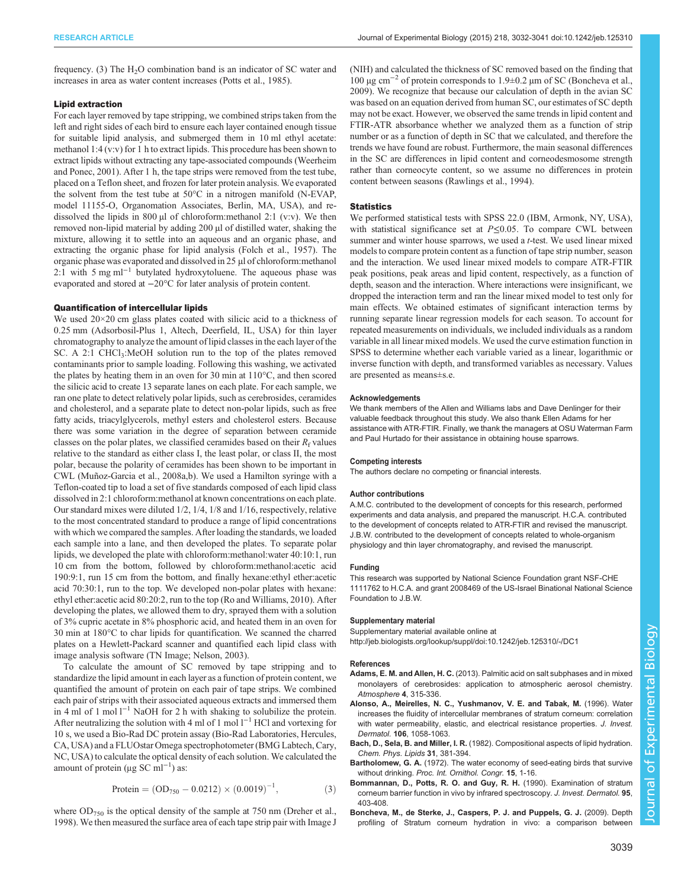frequency. (3) The $H_2O$ combination band is an indicator of SC water and increases in area as water content increases (Potts et al., 1985).

### Lipid extraction

For each layer removed by tape stripping, we combined strips taken from the left and right sides of each bird to ensure each layer contained enough tissue for suitable lipid analysis, and submerged them in 10 ml ethyl acetate: methanol 1:4 (v:v) for 1 h to extract lipids. This procedure has been shown to extract lipids without extracting any tape-associated compounds (Weerheim and Ponec, 2001). After 1 h, the tape strips were removed from the test tube, placed on a Teflon sheet, and frozen for later protein analysis. We evaporated the solvent from the test tube at 50°C in a nitrogen manifold (N-EVAP, model 11155-O, Organomation Associates, Berlin, MA, USA), and re-dissolved the lipids in 800 µl of chloroform:methanol 2:1 (v:v). We then removed non-lipid material by adding 200 µl of distilled water, shaking the mixture, allowing it to settle into an aqueous and an organic phase, and extracting the organic phase for lipid analysis (Folch et al., 1957). The organic phase was evaporated and dissolved in 25 µl of chloroform:methanol 2:1 with 5 mg $ml^{-1}$ butylated hydroxytoluene. The aqueous phase was evaporated and stored at −20°C for later analysis of protein content.

### Quantification of intercellular lipids

We used 20×20 cm glass plates coated with silicic acid to a thickness of 0.25 mm (Adsorbosil-Plus 1, Altech, Deerfield, IL, USA) for thin layer chromatography to analyze the amount of lipid classes in the each layer of the SC. A 2:1 $CHCl_3$:MeOH solution run to the top of the plates removed contaminants prior to sample loading. Following this washing, we activated the plates by heating them in an oven for 30 min at 110°C, and then scored the silicic acid to create 13 separate lanes on each plate. For each sample, we ran one plate to detect relatively polar lipids, such as cerebrosides, ceramides and cholesterol, and a separate plate to detect non-polar lipids, such as free fatty acids, triacylglycerols, methyl esters and cholesterol esters. Because there was some variation in the degree of separation between ceramide classes on the polar plates, we classified ceramides based on their $R_f$ values relative to the standard as either class I, the least polar, or class II, the most polar, because the polarity of ceramides has been shown to be important in CWL (Muñoz-Garcia et al., 2008a,b). We used a Hamilton syringe with a Teflon-coated tip to load a set of five standards composed of each lipid class dissolved in 2:1 chloroform:methanol at known concentrations on each plate. Our standard mixes were diluted 1/2, 1/4, 1/8 and 1/16, respectively, relative to the most concentrated standard to produce a range of lipid concentrations with which we compared the samples. After loading the standards, we loaded each sample into a lane, and then developed the plates. To separate polar lipids, we developed the plate with chloroform:methanol:water 40:10:1, run 10 cm from the bottom, followed by chloroform:methanol:acetic acid 190:9:1, run 15 cm from the bottom, and finally hexane:ethyl ether:acetic acid 70:30:1, run to the top. We developed non-polar plates with hexane: ethyl ether:acetic acid 80:20:2, run to the top (Ro and Williams, 2010). After developing the plates, we allowed them to dry, sprayed them with a solution of 3% cupric acetate in 8% phosphoric acid, and heated them in an oven for 30 min at 180°C to char lipids for quantification. We scanned the charred plates on a Hewlett-Packard scanner and quantified each lipid class with image analysis software (TN Image; Nelson, 2003).

To calculate the amount of SC removed by tape stripping and to standardize the lipid amount in each layer as a function of protein content, we quantified the amount of protein on each pair of tape strips. We combined each pair of strips with their associated aqueous extracts and immersed them in 4 ml of 1 mol $l^{-1}$ NaOH for 2 h with shaking to solubilize the protein. After neutralizing the solution with 4 ml of 1 mol $l^{-1}$ HCl and vortexing for 10 s, we used a Bio-Rad DC protein assay (Bio-Rad Laboratories, Hercules, CA, USA) and a FLUOstar Omega spectrophotometer (BMG Labtech, Cary, NC, USA) to calculate the optical density of each solution. We calculated the amount of protein (µg SC $ml^{-1}$) as:

$$\text{Protein} = (\text{OD}_{750} - 0.0212) \times (0.0019)^{-1}, \quad (3)$$

where $OD_{750}$ is the optical density of the sample at 750 nm (Dreher et al., 1998). We then measured the surface area of each tape strip pair with Image J (NIH) and calculated the thickness of SC removed based on the finding that 100 µg $cm^{-2}$ of protein corresponds to 1.9±0.2 µm of SC (Boncheva et al., 2009). We recognize that because our calculation of depth in the avian SC was based on an equation derived from human SC, our estimates of SC depth may not be exact. However, we observed the same trends in lipid content and FTIR-ATR absorbance whether we analyzed them as a function of strip number or as a function of depth in SC that we calculated, and therefore the trends we have found are robust. Furthermore, the main seasonal differences in the SC are differences in lipid content and corneodesmosome strength rather than corneocyte content, so we assume no differences in protein content between seasons (Rawlings et al., 1994).

### Statistics

We performed statistical tests with SPSS 22.0 (IBM, Armonk, NY, USA), with statistical significance set at $P \leq 0.05$. To compare CWL between summer and winter house sparrows, we used a *t*-test. We used linear mixed models to compare protein content as a function of tape strip number, season and the interaction. We used linear mixed models to compare ATR-FTIR peak positions, peak areas and lipid content, respectively, as a function of depth, season and the interaction. Where interactions were insignificant, we dropped the interaction term and ran the linear mixed model to test only for main effects. We obtained estimates of significant interaction terms by running separate linear regression models for each season. To account for repeated measurements on individuals, we included individuals as a random variable in all linear mixed models. We used the curve estimation function in SPSS to determine whether each variable varied as a linear, logarithmic or inverse function with depth, and transformed variables as necessary. Values are presented as means±s.e.

#### Acknowledgements

We thank members of the Allen and Williams labs and Dave Denlinger for their valuable feedback throughout this study. We also thank Ellen Adams for her assistance with ATR-FTIR. Finally, we thank the managers at OSU Waterman Farm and Paul Hurtado for their assistance in obtaining house sparrows.

#### Competing interests

The authors declare no competing or financial interests.

#### Author contributions

A.M.C. contributed to the development of concepts for this research, performed experiments and data analysis, and prepared the manuscript. H.C.A. contributed to the development of concepts related to ATR-FTIR and revised the manuscript. J.B.W. contributed to the development of concepts related to whole-organism physiology and thin layer chromatography, and revised the manuscript.

#### Funding

This research was supported by National Science Foundation grant NSF-CHE 1111762 to H.C.A. and grant 2008469 of the US-Israel Binational National Science Foundation to J.B.W.

#### Supplementary material

Supplementary material available online at http://jeb.biologists.org/lookup/suppl/doi:10.1242/jeb.125310/-/DC1

#### References

**Adams, E. M. and Allen, H. C.** (2013). Palmitic acid on salt subphases and in mixed monolayers of cerebrosides: application to atmospheric aerosol chemistry. *Atmosphere* **4**, 315-336.

**Alonso, A., Meirelles, N. C., Yushmanov, V. E. and Tabak, M.** (1996). Water increases the fluidity of intercellular membranes of stratum corneum: correlation with water permeability, elastic, and electrical resistance properties. *J. Invest. Dermatol.* **106**, 1058-1063.

**Bach, D., Sela, B. and Miller, I. R.** (1982). Compositional aspects of lipid hydration. *Chem. Phys. Lipids* **31**, 381-394.

**Bartholomew, G. A.** (1972). The water economy of seed-eating birds that survive without drinking. *Proc. Int. Ornithol. Congr.* **15**, 1-16.

**Bommannan, D., Potts, R. O. and Guy, R. H.** (1990). Examination of stratum corneum barrier function in vivo by infrared spectroscopy. *J. Invest. Dermatol.* **95**, 403-408.

**Boncheva, M., de Sterke, J., Caspers, P. J. and Puppels, G. J.** (2009). Depth profiling of Stratum corneum hydration in vivo: a comparison between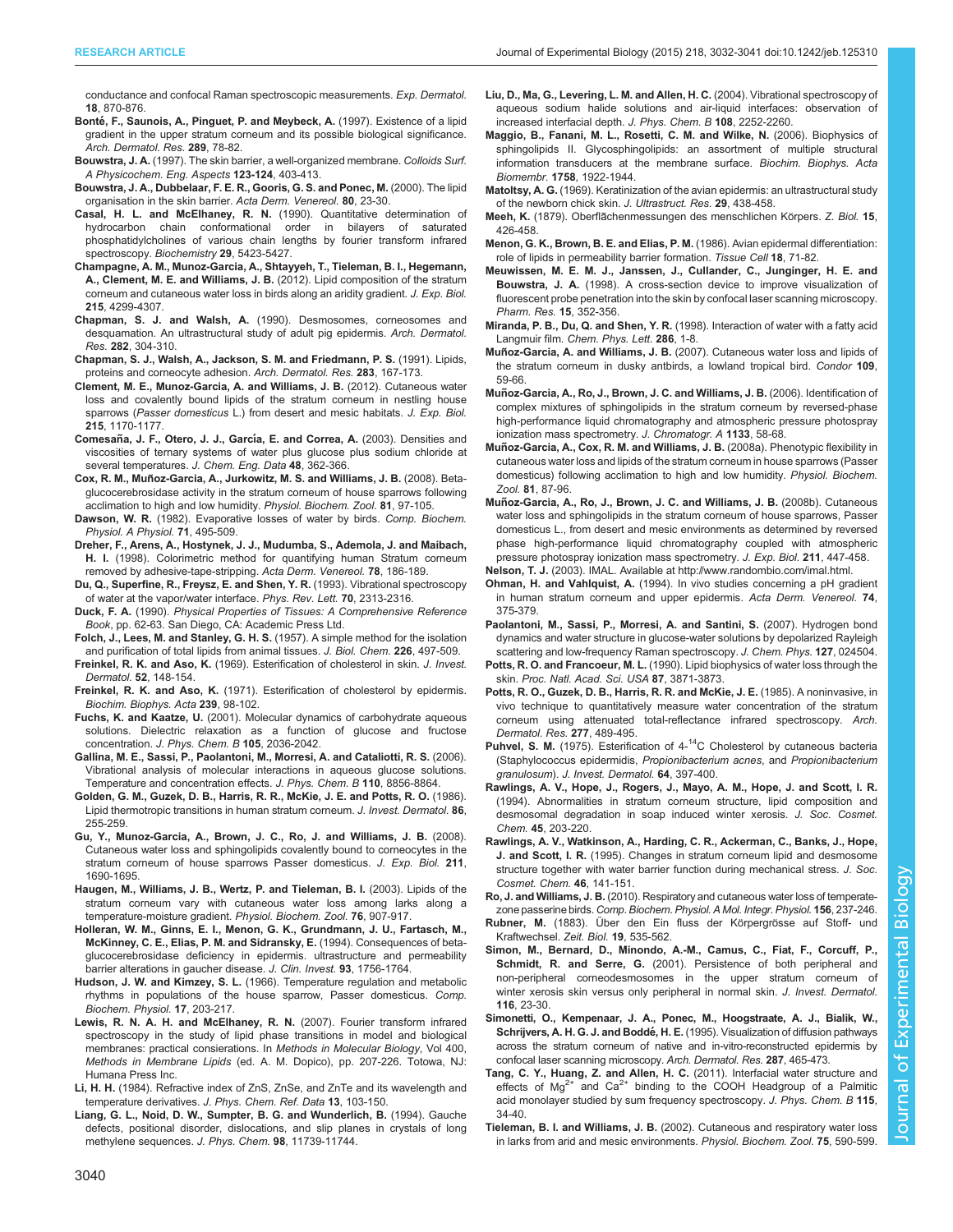conductance and confocal Raman spectroscopic measurements. *Exp. Dermatol.* **18**, 870-876.

**Bonté, F., Saunois, A., Pinguet, P. and Meybeck, A.** (1997). Existence of a lipid gradient in the upper stratum corneum and its possible biological significance. *Arch. Dermatol. Res.* **289**, 78-82.

**Bouwstra, J. A.** (1997). The skin barrier, a well-organized membrane. *Colloids Surf. A Physicochem. Eng. Aspects* **123-124**, 403-413.

**Bouwstra, J. A., Dubbelaar, F. E. R., Gooris, G. S. and Ponec, M.** (2000). The lipid organisation in the skin barrier. *Acta Derm. Venereol.* **80**, 23-30.

**Casal, H. L. and McElhaney, R. N.** (1990). Quantitative determination of hydrocarbon chain conformational order in bilayers of saturated phosphatidylcholines of various chain lengths by fourier transform infrared spectroscopy. *Biochemistry* **29**, 5423-5427.

**Champagne, A. M., Munoz-Garcia, A., Shtayyeh, T., Tieleman, B. I., Hegemann, A., Clement, M. E. and Williams, J. B.** (2012). Lipid composition of the stratum corneum and cutaneous water loss in birds along an aridity gradient. *J. Exp. Biol.* **215**, 4299-4307.

**Chapman, S. J. and Walsh, A.** (1990). Desmosomes, corneosomes and desquamation. An ultrastructural study of adult pig epidermis. *Arch. Dermatol. Res.* **282**, 304-310.

**Chapman, S. J., Walsh, A., Jackson, S. M. and Friedmann, P. S.** (1991). Lipids, proteins and corneocyte adhesion. *Arch. Dermatol. Res.* **283**, 167-173.

**Clement, M. E., Munoz-Garcia, A. and Williams, J. B.** (2012). Cutaneous water loss and covalently bound lipids of the stratum corneum in nestling house sparrows (*Passer domesticus* L.) from desert and mesic habitats. *J. Exp. Biol.* **215**, 1170-1177.

**Comesaña, J. F., Otero, J. J., García, E. and Correa, A.** (2003). Densities and viscosities of ternary systems of water plus glucose plus sodium chloride at several temperatures. *J. Chem. Eng. Data* **48**, 362-366.

**Cox, R. M., Muñoz-Garcia, A., Jurkowitz, M. S. and Williams, J. B.** (2008). Beta-glucocerebrosidase activity in the stratum corneum of house sparrows following acclimation to high and low humidity. *Physiol. Biochem. Zool.* **81**, 97-105.

**Dawson, W. R.** (1982). Evaporative losses of water by birds. *Comp. Biochem. Physiol. A Physiol.* **71**, 495-509.

**Dreher, F., Arens, A., Hostynek, J. J., Mudumba, S., Ademola, J. and Maibach, H. I.** (1998). Colorimetric method for quantifying human Stratum corneum removed by adhesive-tape-stripping. *Acta Derm. Venereol.* **78**, 186-189.

**Du, Q., Superfine, R., Freysz, E. and Shen, Y. R.** (1993). Vibrational spectroscopy of water at the vapor/water interface. *Phys. Rev. Lett.* **70**, 2313-2316.

**Duck, F. A.** (1990). *Physical Properties of Tissues: A Comprehensive Reference Book*, pp. 62-63. San Diego, CA: Academic Press Ltd.

**Folch, J., Lees, M. and Stanley, G. H. S.** (1957). A simple method for the isolation and purification of total lipids from animal tissues. *J. Biol. Chem.* **226**, 497-509.

**Freinkel, R. K. and Aso, K.** (1969). Esterification of cholesterol in skin. *J. Invest. Dermatol.* **52**, 148-154.

**Freinkel, R. K. and Aso, K.** (1971). Esterification of cholesterol by epidermis. *Biochim. Biophys. Acta* **239**, 98-102.

**Fuchs, K. and Kaatze, U.** (2001). Molecular dynamics of carbohydrate aqueous solutions. Dielectric relaxation as a function of glucose and fructose concentration. *J. Phys. Chem. B* **105**, 2036-2042.

**Gallina, M. E., Sassi, P., Paolantoni, M., Morresi, A. and Cataliotti, R. S.** (2006). Vibrational analysis of molecular interactions in aqueous glucose solutions. Temperature and concentration effects. *J. Phys. Chem. B* **110**, 8856-8864.

**Golden, G. M., Guzek, D. B., Harris, R. R., McKie, J. E. and Potts, R. O.** (1986). Lipid thermotropic transitions in human stratum corneum. *J. Invest. Dermatol.* **86**, 255-259.

**Gu, Y., Munoz-Garcia, A., Brown, J. C., Ro, J. and Williams, J. B.** (2008). Cutaneous water loss and sphingolipids covalently bound to corneocytes in the stratum corneum of house sparrows Passer domesticus. *J. Exp. Biol.* **211**, 1690-1695.

**Haugen, M., Williams, J. B., Wertz, P. and Tieleman, B. I.** (2003). Lipids of the stratum corneum vary with cutaneous water loss among larks along a temperature-moisture gradient. *Physiol. Biochem. Zool.* **76**, 907-917.

**Holleran, W. M., Ginns, E. I., Menon, G. K., Grundmann, J. U., Fartasch, M., McKinney, C. E., Elias, P. M. and Sidransky, E.** (1994). Consequences of beta-glucocerebrosidase deficiency in epidermis. ultrastructure and permeability barrier alterations in gaucher disease. *J. Clin. Invest.* **93**, 1756-1764.

**Hudson, J. W. and Kimzey, S. L.** (1966). Temperature regulation and metabolic rhythms in populations of the house sparrow, Passer domesticus. *Comp. Biochem. Physiol.* **17**, 203-217.

**Lewis, R. N. A. H. and McElhaney, R. N.** (2007). Fourier transform infrared spectroscopy in the study of lipid phase transitions in model and biological membranes: practical consierations. In *Methods in Molecular Biology*, Vol 400, *Methods in Membrane Lipids* (ed. A. M. Dopico), pp. 207-226. Totowa, NJ: Humana Press Inc.

**Li, H. H.** (1984). Refractive index of ZnS, ZnSe, and ZnTe and its wavelength and temperature derivatives. *J. Phys. Chem. Ref. Data* **13**, 103-150.

**Liang, G. L., Noid, D. W., Sumpter, B. G. and Wunderlich, B.** (1994). Gauche defects, positional disorder, dislocations, and slip planes in crystals of long methylene sequences. *J. Phys. Chem.* **98**, 11739-11744.

**Liu, D., Ma, G., Levering, L. M. and Allen, H. C.** (2004). Vibrational spectroscopy of aqueous sodium halide solutions and air-liquid interfaces: observation of increased interfacial depth. *J. Phys. Chem. B* **108**, 2252-2260.

**Maggio, B., Fanani, M. L., Rosetti, C. M. and Wilke, N.** (2006). Biophysics of sphingolipids II. Glycosphingolipids: an assortment of multiple structural information transducers at the membrane surface. *Biochim. Biophys. Acta Biomembr.* **1758**, 1922-1944.

**Matoltsy, A. G.** (1969). Keratinization of the avian epidermis: an ultrastructural study of the newborn chick skin. *J. Ultrastruct. Res.* **29**, 438-458.

**Meeh, K.** (1879). Oberflächenmessungen des menschlichen Körpers. *Z. Biol.* **15**, 426-458.

**Menon, G. K., Brown, B. E. and Elias, P. M.** (1986). Avian epidermal differentiation: role of lipids in permeability barrier formation. *Tissue Cell* **18**, 71-82.

**Meuwissen, M. E. M. J., Janssen, J., Cullander, C., Junginger, H. E. and Bouwstra, J. A.** (1998). A cross-section device to improve visualization of fluorescent probe penetration into the skin by confocal laser scanning microscopy. *Pharm. Res.* **15**, 352-356.

**Miranda, P. B., Du, Q. and Shen, Y. R.** (1998). Interaction of water with a fatty acid Langmuir film. *Chem. Phys. Lett.* **286**, 1-8.

**Muñoz-Garcia, A. and Williams, J. B.** (2007). Cutaneous water loss and lipids of the stratum corneum in dusky antbirds, a lowland tropical bird. *Condor* **109**, 59-66.

**Muñoz-Garcia, A., Ro, J., Brown, J. C. and Williams, J. B.** (2006). Identification of complex mixtures of sphingolipids in the stratum corneum by reversed-phase high-performance liquid chromatography and atmospheric pressure photospray ionization mass spectrometry. *J. Chromatogr. A* **1133**, 58-68.

**Muñoz-Garcia, A., Cox, R. M. and Williams, J. B.** (2008a). Phenotypic flexibility in cutaneous water loss and lipids of the stratum corneum in house sparrows (Passer domesticus) following acclimation to high and low humidity. *Physiol. Biochem. Zool.* **81**, 87-96.

**Muñoz-Garcia, A., Ro, J., Brown, J. C. and Williams, J. B.** (2008b). Cutaneous water loss and sphingolipids in the stratum corneum of house sparrows, Passer domesticus L., from desert and mesic environments as determined by reversed phase high-performance liquid chromatography coupled with atmospheric pressure photospray ionization mass spectrometry. *J. Exp. Biol.* **211**, 447-458.

**Nelson, T. J.** (2003). IMAL. Available at http://www.randombio.com/imal.html.

**Ohman, H. and Vahlquist, A.** (1994). In vivo studies concerning a pH gradient in human stratum corneum and upper epidermis. *Acta Derm. Venereol.* **74**, 375-379.

**Paolantoni, M., Sassi, P., Morresi, A. and Santini, S.** (2007). Hydrogen bond dynamics and water structure in glucose-water solutions by depolarized Rayleigh scattering and low-frequency Raman spectroscopy. *J. Chem. Phys.* **127**, 024504.

**Potts, R. O. and Francoeur, M. L.** (1990). Lipid biophysics of water loss through the skin. *Proc. Natl. Acad. Sci. USA* **87**, 3871-3873.

**Potts, R. O., Guzek, D. B., Harris, R. R. and McKie, J. E.** (1985). A noninvasive, in vivo technique to quantitatively measure water concentration of the stratum corneum using attenuated total-reflectance infrared spectroscopy. *Arch. Dermatol. Res.* **277**, 489-495.

**Puhvel, S. M.** (1975). Esterification of 4-$^{14}$C Cholesterol by cutaneous bacteria (Staphylococcus epidermidis, *Propionibacterium acnes*, and *Propionibacterium granulosum*). *J. Invest. Dermatol.* **64**, 397-400.

**Rawlings, A. V., Hope, J., Rogers, J., Mayo, A. M., Hope, J. and Scott, I. R.** (1994). Abnormalities in stratum corneum structure, lipid composition and desmosomal degradation in soap induced winter xerosis. *J. Soc. Cosmet. Chem.* **45**, 203-220.

**Rawlings, A. V., Watkinson, A., Harding, C. R., Ackerman, C., Banks, J., Hope, J. and Scott, I. R.** (1995). Changes in stratum corneum lipid and desmosome structure together with water barrier function during mechanical stress. *J. Soc. Cosmet. Chem.* **46**, 141-151.

**Ro, J. and Williams, J. B.** (2010). Respiratory and cutaneous water loss of temperate-zone passerine birds. *Comp. Biochem. Physiol. A Mol. Integr. Physiol.* **156**, 237-246.

**Rubner, M.** (1883). Über den Ein fluss der Körpergrösse auf Stoff- und Kraftwechsel. *Zeit. Biol.* **19**, 535-562.

**Simon, M., Bernard, D., Minondo, A.-M., Camus, C., Fiat, F., Corcuff, P., Schmidt, R. and Serre, G.** (2001). Persistence of both peripheral and non-peripheral corneodesmosomes in the upper stratum corneum of winter xerosis skin versus only peripheral in normal skin. *J. Invest. Dermatol.* **116**, 23-30.

**Simonetti, O., Kempenaar, J. A., Ponec, M., Hoogstraate, A. J., Bialik, W., Schrijvers, A. H. G. J. and Boddé, H. E.** (1995). Visualization of diffusion pathways across the stratum corneum of native and in-vitro-reconstructed epidermis by confocal laser scanning microscopy. *Arch. Dermatol. Res.* **287**, 465-473.

**Tang, C. Y., Huang, Z. and Allen, H. C.** (2011). Interfacial water structure and effects of $Mg^{2+}$ and $Ca^{2+}$ binding to the COOH Headgroup of a Palmitic acid monolayer studied by sum frequency spectroscopy. *J. Phys. Chem. B* **115**, 34-40.

**Tieleman, B. I. and Williams, J. B.** (2002). Cutaneous and respiratory water loss in larks from arid and mesic environments. *Physiol. Biochem. Zool.* **75**, 590-599.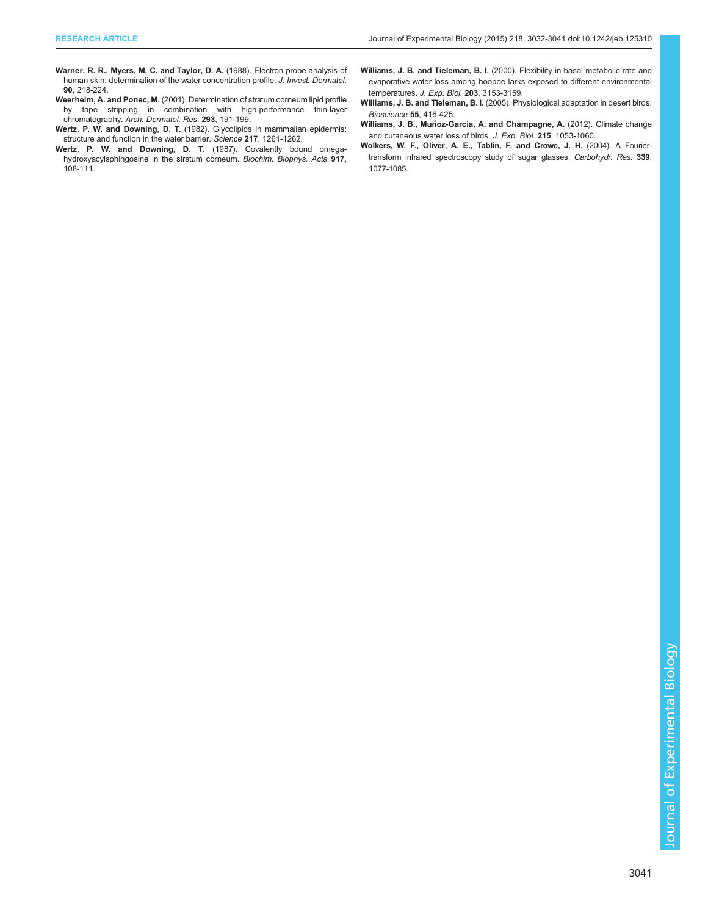**Warner, R. R., Myers, M. C. and Taylor, D. A.** (1988). Electron probe analysis of human skin: determination of the water concentration profile. *J. Invest. Dermatol.* **90**, 218-224.

**Weerheim, A. and Ponec, M.** (2001). Determination of stratum corneum lipid profile by tape stripping in combination with high-performance thin-layer chromatography. *Arch. Dermatol. Res.* **293**, 191-199.

**Wertz, P. W. and Downing, D. T.** (1982). Glycolipids in mammalian epidermis: structure and function in the water barrier. *Science* **217**, 1261-1262.

**Wertz, P. W. and Downing, D. T.** (1987). Covalently bound omega-hydroxyacylsphingosine in the stratum corneum. *Biochim. Biophys. Acta* **917**, 108-111.

**Williams, J. B. and Tieleman, B. I.** (2000). Flexibility in basal metabolic rate and evaporative water loss among hoopoe larks exposed to different environmental temperatures. *J. Exp. Biol.* **203**, 3153-3159.

**Williams, J. B. and Tieleman, B. I.** (2005). Physiological adaptation in desert birds. *Bioscience* **55**, 416-425.

**Williams, J. B., Muñoz-Garcia, A. and Champagne, A.** (2012). Climate change and cutaneous water loss of birds. *J. Exp. Biol.* **215**, 1053-1060.

**Wolkers, W. F., Oliver, A. E., Tablin, F. and Crowe, J. H.** (2004). A Fourier-transform infrared spectroscopy study of sugar glasses. *Carbohydr. Res.* **339**, 1077-1085.